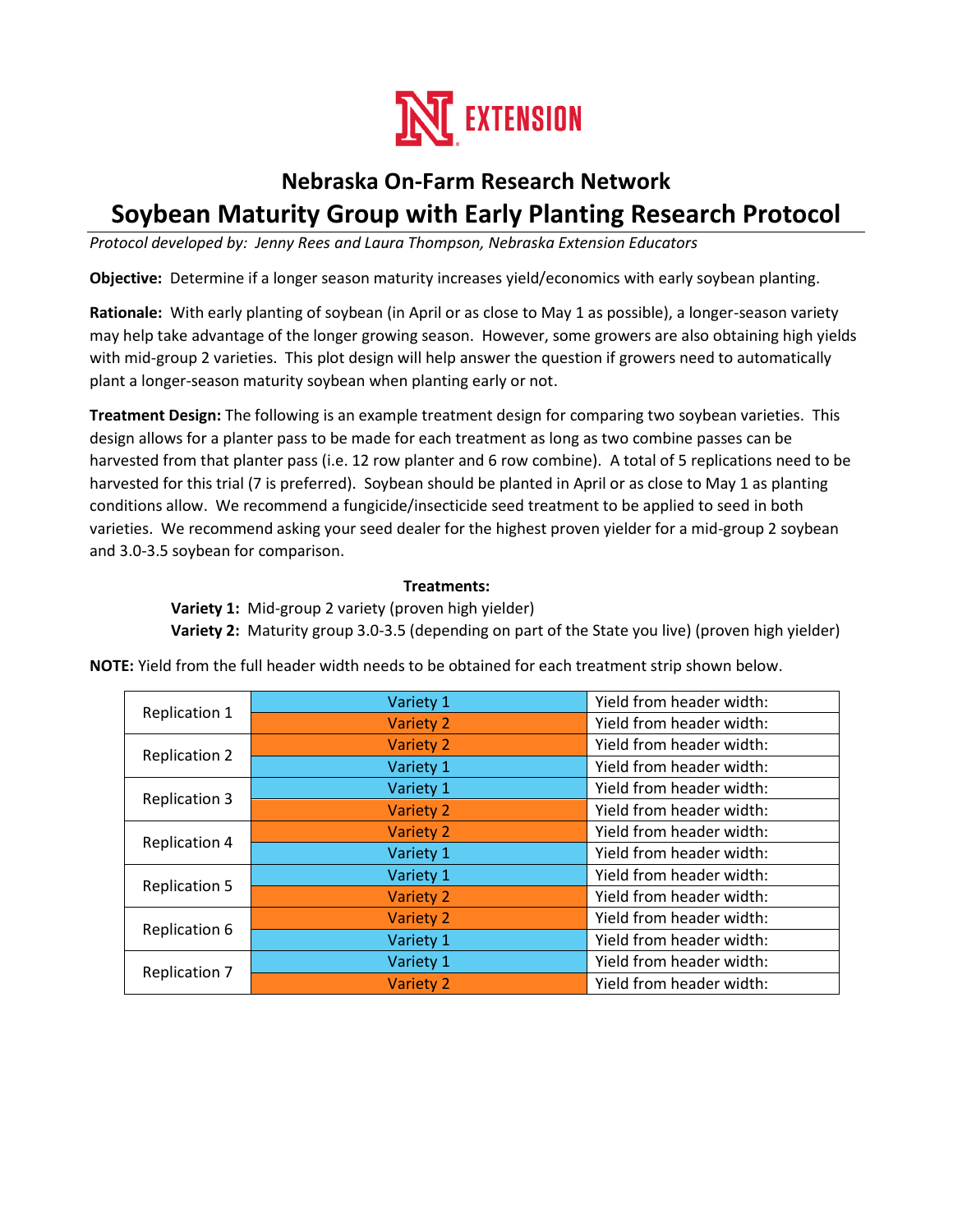# Nebraska On-Farm Research Network

## Soybean Maturity Group with Early Planting Research Protocol

*Protocol developed by: Jenny Rees and Laura Thompson, Nebraska Extension Educators*

**Objective:** Determine if a longer season maturity increases yield/economics with early soybean planting.

**Rationale:** With early planting of soybean (in April or as close to May 1 as possible), a longer-season variety may help take advantage of the longer growing season. However, some growers are also obtaining high yields with mid-group 2 varieties. This plot design will help answer the question if growers need to automatically plant a longer-season maturity soybean when planting early or not.

**Treatment Design:** The following is an example treatment design for comparing two soybean varieties. This design allows for a planter pass to be made for each treatment as long as two combine passes can be harvested from that planter pass (i.e. 12 row planter and 6 row combine). A total of 5 replications need to be harvested for this trial (7 is preferred). Soybean should be planted in April or as close to May 1 as planting conditions allow. We recommend a fungicide/insecticide seed treatment to be applied to seed in both varieties. We recommend asking your seed dealer for the highest proven yielder for a mid-group 2 soybean and 3.0-3.5 soybean for comparison.

**Treatments:**

**Variety 1:** Mid-group 2 variety (proven high yielder)
**Variety 2:** Maturity group 3.0-3.5 (depending on part of the State you live) (proven high yielder)

**NOTE:** Yield from the full header width needs to be obtained for each treatment strip shown below.

| Replication | Treatment | Yield |
|---|---|---|
| Replication 1 | Variety 1 | Yield from header width: |
| | Variety 2 | Yield from header width: |
| Replication 2 | Variety 2 | Yield from header width: |
| | Variety 1 | Yield from header width: |
| Replication 3 | Variety 1 | Yield from header width: |
| | Variety 2 | Yield from header width: |
| Replication 4 | Variety 2 | Yield from header width: |
| | Variety 1 | Yield from header width: |
| Replication 5 | Variety 1 | Yield from header width: |
| | Variety 2 | Yield from header width: |
| Replication 6 | Variety 2 | Yield from header width: |
| | Variety 1 | Yield from header width: |
| Replication 7 | Variety 1 | Yield from header width: |
| | Variety 2 | Yield from header width: |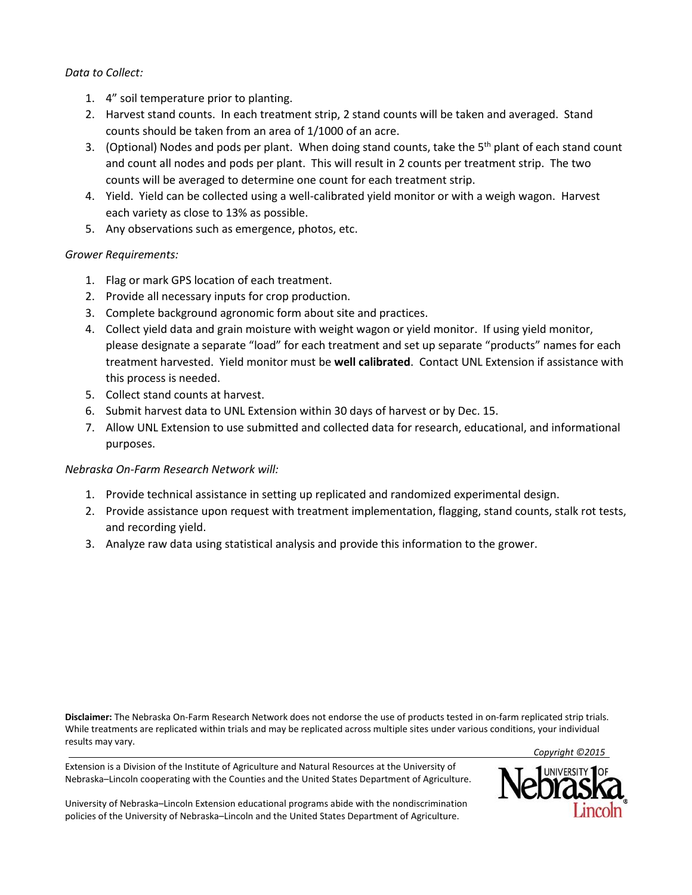*Data to Collect:*

1. 4" soil temperature prior to planting.
2. Harvest stand counts. In each treatment strip, 2 stand counts will be taken and averaged. Stand counts should be taken from an area of 1/1000 of an acre.
3. (Optional) Nodes and pods per plant. When doing stand counts, take the 5th plant of each stand count and count all nodes and pods per plant. This will result in 2 counts per treatment strip. The two counts will be averaged to determine one count for each treatment strip.
4. Yield. Yield can be collected using a well-calibrated yield monitor or with a weigh wagon. Harvest each variety as close to 13% as possible.
5. Any observations such as emergence, photos, etc.

*Grower Requirements:*

1. Flag or mark GPS location of each treatment.
2. Provide all necessary inputs for crop production.
3. Complete background agronomic form about site and practices.
4. Collect yield data and grain moisture with weight wagon or yield monitor. If using yield monitor, please designate a separate "load" for each treatment and set up separate "products" names for each treatment harvested. Yield monitor must be **well calibrated**. Contact UNL Extension if assistance with this process is needed.
5. Collect stand counts at harvest.
6. Submit harvest data to UNL Extension within 30 days of harvest or by Dec. 15.
7. Allow UNL Extension to use submitted and collected data for research, educational, and informational purposes.

*Nebraska On-Farm Research Network will:*

1. Provide technical assistance in setting up replicated and randomized experimental design.
2. Provide assistance upon request with treatment implementation, flagging, stand counts, stalk rot tests, and recording yield.
3. Analyze raw data using statistical analysis and provide this information to the grower.

**Disclaimer:** The Nebraska On-Farm Research Network does not endorse the use of products tested in on-farm replicated strip trials. While treatments are replicated within trials and may be replicated across multiple sites under various conditions, your individual results may vary.

*Copyright ©2015*

Extension is a Division of the Institute of Agriculture and Natural Resources at the University of Nebraska–Lincoln cooperating with the Counties and the United States Department of Agriculture.

University of Nebraska–Lincoln Extension educational programs abide with the nondiscrimination policies of the University of Nebraska–Lincoln and the United States Department of Agriculture.